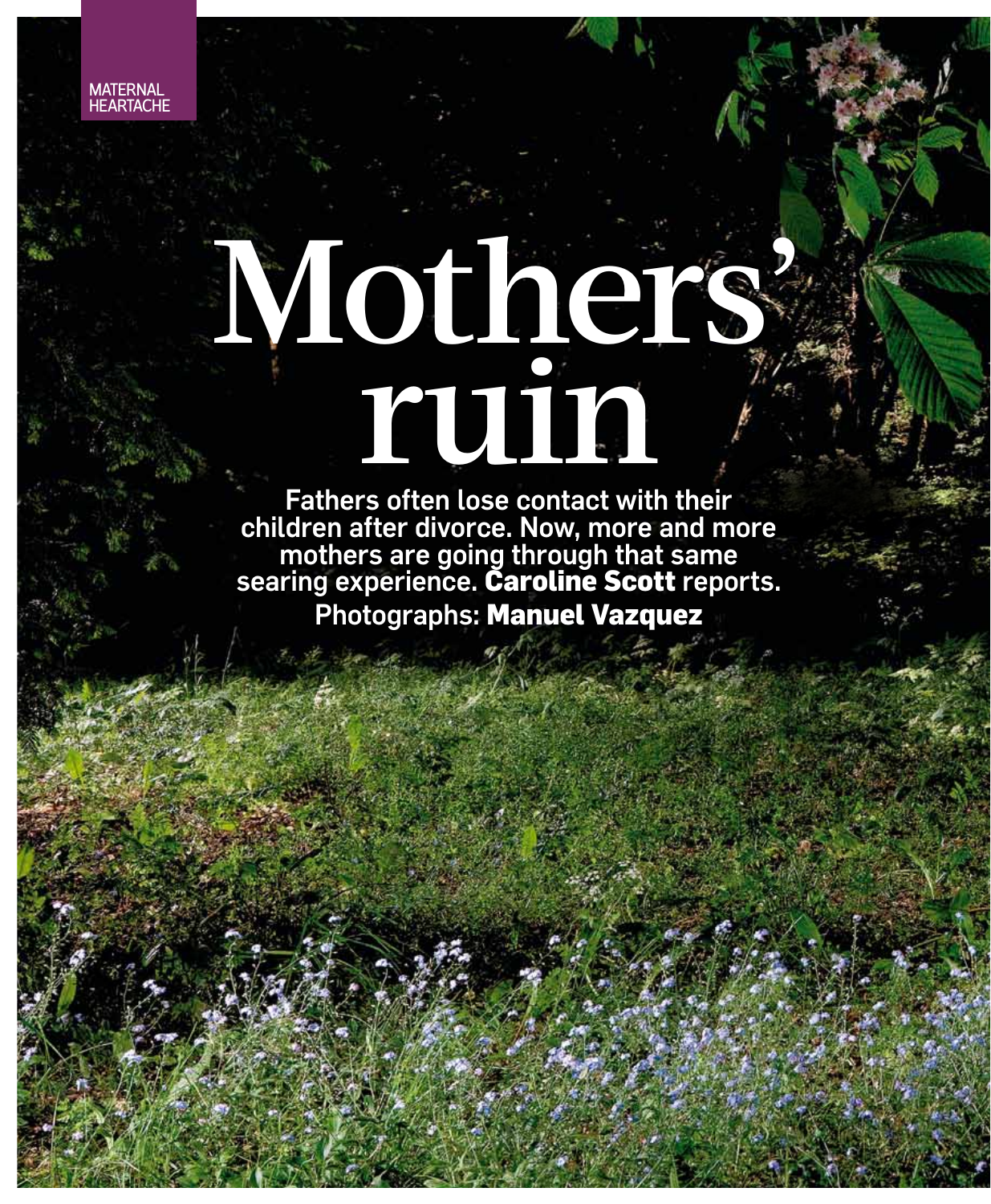MATERNAL HEARTACHE

# Mothers' ruin

**Fathers often lose contact with their children after divorce. Now, more and more mothers are going through that same searing experience. Caroline Scott reports.**

Photographs: **Manuel Vazquez**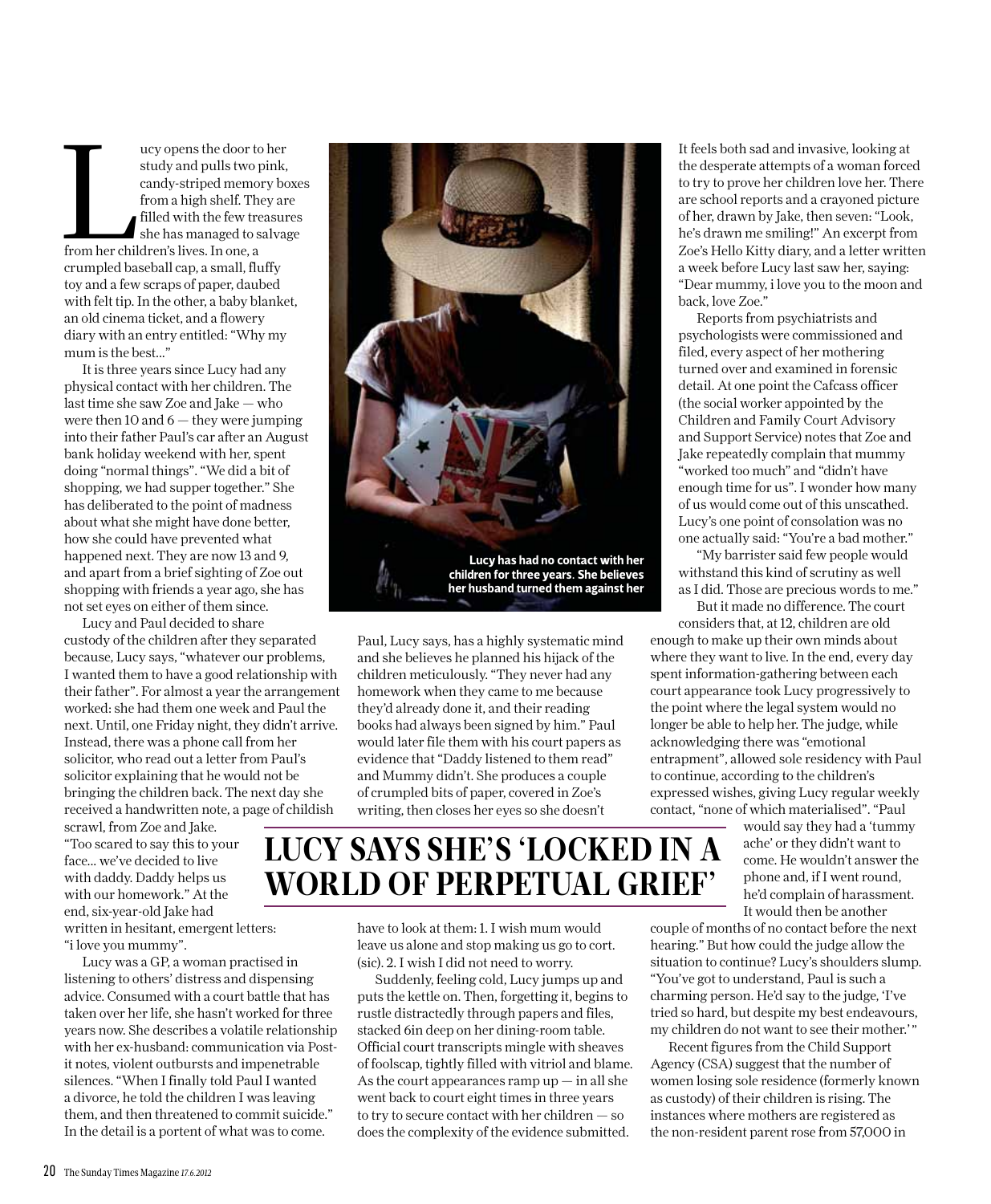Lucy opens the door to her study and pulls two pink, candy-striped memory boxes from a high shelf. They are filled with the few treasures she has managed to salvage from her children's lives. In one, a crumpled baseball cap, a small, fluffy toy and a few scraps of paper, daubed with felt tip. In the other, a baby blanket, an old cinema ticket, and a flowery diary with an entry entitled: "Why my mum is the best..."

It is three years since Lucy had any physical contact with her children. The last time she saw Zoe and Jake — who were then 10 and 6 — they were jumping into their father Paul's car after an August bank holiday weekend with her, spent doing "normal things". "We did a bit of shopping, we had supper together." She has deliberated to the point of madness about what she might have done better, how she could have prevented what happened next. They are now 13 and 9, and apart from a brief sighting of Zoe out shopping with friends a year ago, she has not set eyes on either of them since.

Lucy and Paul decided to share custody of the children after they separated because, Lucy says, "whatever our problems, I wanted them to have a good relationship with their father". For almost a year the arrangement worked: she had them one week and Paul the next. Until, one Friday night, they didn't arrive. Instead, there was a phone call from her solicitor, who read out a letter from Paul's solicitor explaining that he would not be bringing the children back. The next day she received a handwritten note, a page of childish scrawl, from Zoe and Jake. "Too scared to say this to your face... we've decided to live with daddy. Daddy helps us with our homework." At the end, six-year-old Jake had written in hesitant, emergent letters: "i love you mummy".

Lucy was a GP, a woman practised in listening to others' distress and dispensing advice. Consumed with a court battle that has taken over her life, she hasn't worked for three years now. She describes a volatile relationship with her ex-husband: communication via Post-it notes, violent outbursts and impenetrable silences. "When I finally told Paul I wanted a divorce, he told the children I was leaving them, and then threatened to commit suicide." In the detail is a portent of what was to come.

Lucy has had no contact with her children for three years. She believes her husband turned them against her

Paul, Lucy says, has a highly systematic mind and she believes he planned his hijack of the children meticulously. "They never had any homework when they came to me because they'd already done it, and their reading books had always been signed by him." Paul would later file them with his court papers as evidence that "Daddy listened to them read" and Mummy didn't. She produces a couple of crumpled bits of paper, covered in Zoe's writing, then closes her eyes so she doesn't have to look at them: 1. I wish mum would leave us alone and stop making us go to cort. (sic). 2. I wish I did not need to worry.

## LUCY SAYS SHE'S 'LOCKED IN A WORLD OF PERPETUAL GRIEF'

Suddenly, feeling cold, Lucy jumps up and puts the kettle on. Then, forgetting it, begins to rustle distractedly through papers and files, stacked 6in deep on her dining-room table. Official court transcripts mingle with sheaves of foolscap, tightly filled with vitriol and blame. As the court appearances ramp up — in all she went back to court eight times in three years to try to secure contact with her children — so does the complexity of the evidence submitted.

It feels both sad and invasive, looking at the desperate attempts of a woman forced to try to prove her children love her. There are school reports and a crayoned picture of her, drawn by Jake, then seven: "Look, he's drawn me smiling!" An excerpt from Zoe's Hello Kitty diary, and a letter written a week before Lucy last saw her, saying: "Dear mummy, i love you to the moon and back, love Zoe."

Reports from psychiatrists and psychologists were commissioned and filed, every aspect of her mothering turned over and examined in forensic detail. At one point the Cafcass officer (the social worker appointed by the Children and Family Court Advisory and Support Service) notes that Zoe and Jake repeatedly complain that mummy "worked too much" and "didn't have enough time for us". I wonder how many of us would come out of this unscathed. Lucy's one point of consolation was no one actually said: "You're a bad mother."

"My barrister said few people would withstand this kind of scrutiny as well as I did. Those are precious words to me."

But it made no difference. The court considers that, at 12, children are old enough to make up their own minds about where they want to live. In the end, every day spent information-gathering between each court appearance took Lucy progressively to the point where the legal system would no longer be able to help her. The judge, while acknowledging there was "emotional entrapment", allowed sole residency with Paul to continue, according to the children's expressed wishes, giving Lucy regular weekly contact, "none of which materialised". "Paul would say they had a 'tummy ache' or they didn't want to come. He wouldn't answer the phone and, if I went round, he'd complain of harassment. It would then be another couple of months of no contact before the next hearing." But how could the judge allow the situation to continue? Lucy's shoulders slump. "You've got to understand, Paul is such a charming person. He'd say to the judge, 'I've tried so hard, but despite my best endeavours, my children do not want to see their mother.'"

Recent figures from the Child Support Agency (CSA) suggest that the number of women losing sole residence (formerly known as custody) of their children is rising. The instances where mothers are registered as the non-resident parent rose from 57,000 in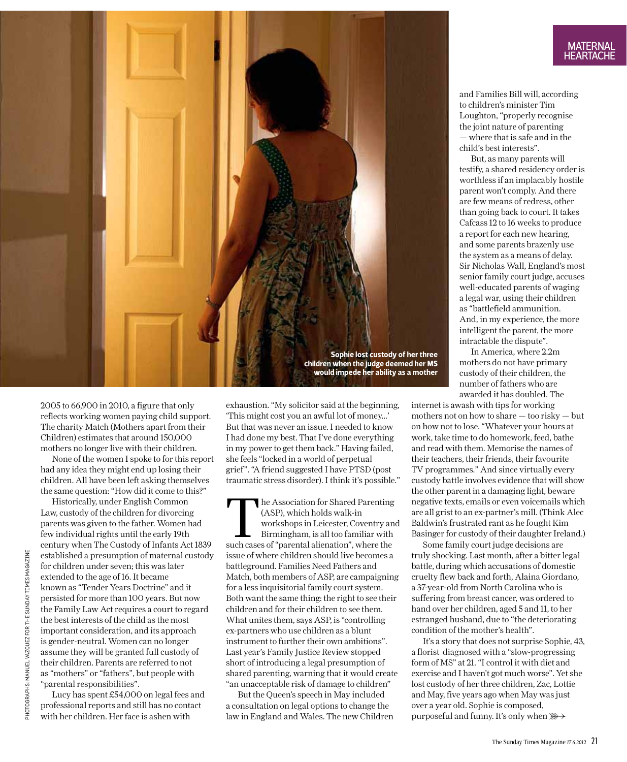MATERNAL HEARTACHE

Sophie lost custody of her three children when the judge deemed her MS would impede her ability as a mother

2005 to 66,900 in 2010, a figure that only reflects working women paying child support. The charity Match (Mothers apart from their Children) estimates that around 150,000 mothers no longer live with their children.

None of the women I spoke to for this report had any idea they might end up losing their children. All have been left asking themselves the same question: "How did it come to this?"

Historically, under English Common Law, custody of the children for divorcing parents was given to the father. Women had few individual rights until the early 19th century when The Custody of Infants Act 1839 established a presumption of maternal custody for children under seven; this was later extended to the age of 16. It became known as "Tender Years Doctrine" and it persisted for more than 100 years. But now the Family Law Act requires a court to regard the best interests of the child as the most important consideration, and its approach is gender-neutral. Women can no longer assume they will be granted full custody of their children. Parents are referred to not as "mothers" or "fathers", but people with "parental responsibilities".

Lucy has spent £54,000 on legal fees and professional reports and still has no contact with her children. Her face is ashen with exhaustion. "My solicitor said at the beginning, 'This might cost you an awful lot of money...' But that was never an issue. I needed to know I had done my best. That I've done everything in my power to get them back." Having failed, she feels "locked in a world of perpetual grief". "A friend suggested I have PTSD (post traumatic stress disorder). I think it's possible."

The Association for Shared Parenting (ASP), which holds walk-in workshops in Leicester, Coventry and Birmingham, is all too familiar with such cases of "parental alienation", where the issue of where children should live becomes a battleground. Families Need Fathers and Match, both members of ASP, are campaigning for a less inquisitorial family court system. Both want the same thing: the right to see their children and for their children to see them. What unites them, says ASP, is "controlling ex-partners who use children as a blunt instrument to further their own ambitions". Last year's Family Justice Review stopped short of introducing a legal presumption of shared parenting, warning that it would create "an unacceptable risk of damage to children"

But the Queen's speech in May included a consultation on legal options to change the law in England and Wales. The new Children and Families Bill will, according to children's minister Tim Loughton, "properly recognise the joint nature of parenting — where that is safe and in the child's best interests".

But, as many parents will testify, a shared residency order is worthless if an implacably hostile parent won't comply. And there are few means of redress, other than going back to court. It takes Cafcass 12 to 16 weeks to produce a report for each new hearing, and some parents brazenly use the system as a means of delay. Sir Nicholas Wall, England's most senior family court judge, accuses well-educated parents of waging a legal war, using their children as "battlefield ammunition. And, in my experience, the more intelligent the parent, the more intractable the dispute".

In America, where 2.2m mothers do not have primary custody of their children, the number of fathers who are awarded it has doubled. The internet is awash with tips for working mothers not on how to share — too risky — but on how not to lose. "Whatever your hours at work, take time to do homework, feed, bathe and read with them. Memorise the names of their teachers, their friends, their favourite TV programmes." And since virtually every custody battle involves evidence that will show the other parent in a damaging light, beware negative texts, emails or even voicemails which are all grist to an ex-partner's mill. (Think Alec Baldwin's frustrated rant as he fought Kim Basinger for custody of their daughter Ireland.)

Some family court judge decisions are truly shocking. Last month, after a bitter legal battle, during which accusations of domestic cruelty flew back and forth, Alaina Giordano, a 37-year-old from North Carolina who is suffering from breast cancer, was ordered to hand over her children, aged 5 and 11, to her estranged husband, due to "the deteriorating condition of the mother's health".

It's a story that does not surprise Sophie, 43, a florist diagnosed with a "slow-progressing form of MS" at 21. "I control it with diet and exercise and I haven't got much worse". Yet she lost custody of her three children, Zac, Lottie and May, five years ago when May was just over a year old. Sophie is composed, purposeful and funny. It's only when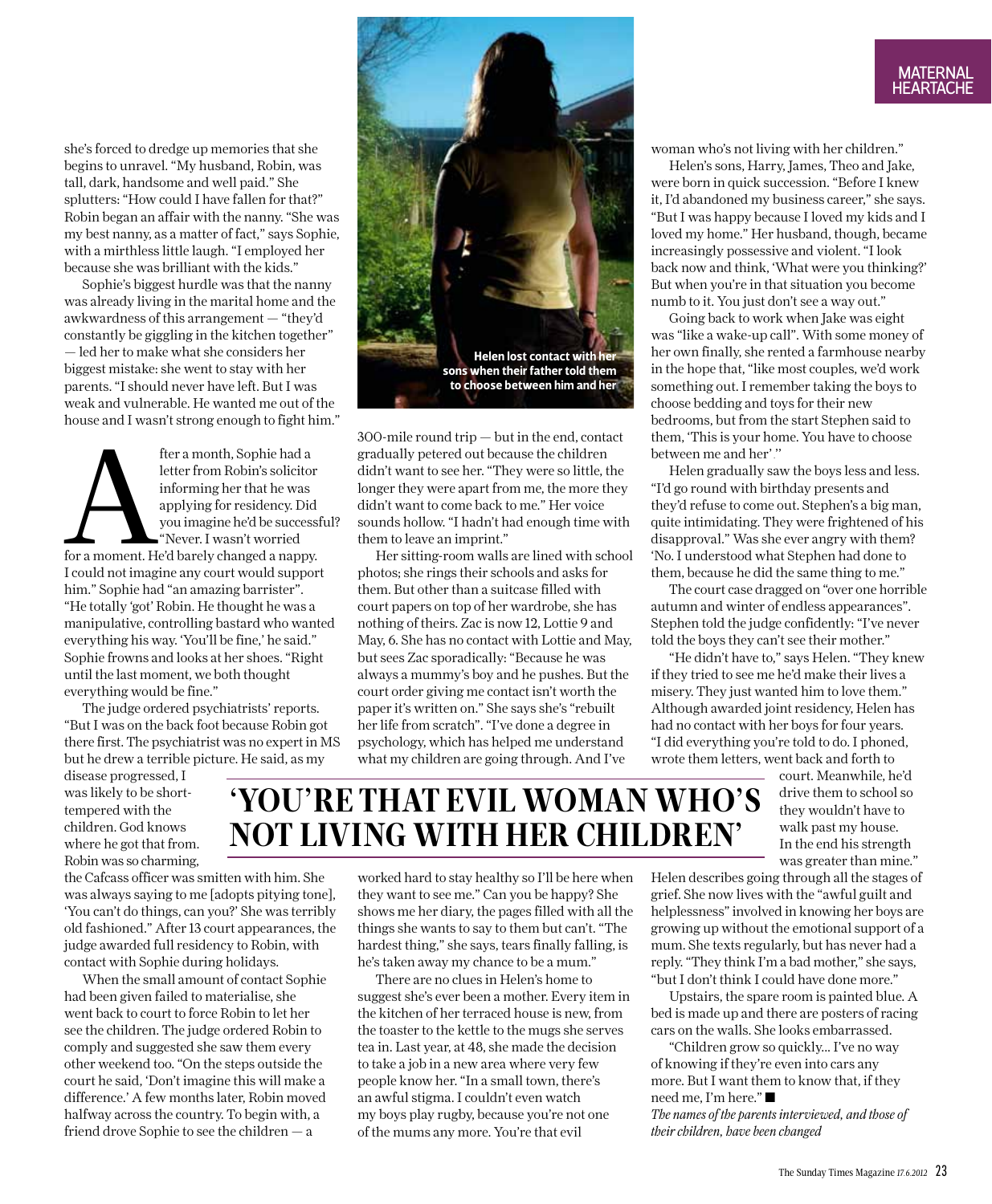she's forced to dredge up memories that she begins to unravel. "My husband, Robin, was tall, dark, handsome and well paid." She splutters: "How could I have fallen for that?" Robin began an affair with the nanny. "She was my best nanny, as a matter of fact," says Sophie, with a mirthless little laugh. "I employed her because she was brilliant with the kids."

Sophie's biggest hurdle was that the nanny was already living in the marital home and the awkwardness of this arrangement — "they'd constantly be giggling in the kitchen together" — led her to make what she considers her biggest mistake: she went to stay with her parents. "I should never have left. But I was weak and vulnerable. He wanted me out of the house and I wasn't strong enough to fight him."

After a month, Sophie had a letter from Robin's solicitor informing her that he was applying for residency. Did you imagine he'd be successful? "Never. I wasn't worried for a moment. He'd barely changed a nappy. I could not imagine any court would support him." Sophie had "an amazing barrister". "He totally 'got' Robin. He thought he was a manipulative, controlling bastard who wanted everything his way. 'You'll be fine,' he said." Sophie frowns and looks at her shoes. "Right until the last moment, we both thought everything would be fine."

The judge ordered psychiatrists' reports. "But I was on the back foot because Robin got there first. The psychiatrist was no expert in MS but he drew a terrible picture. He said, as my disease progressed, I was likely to be short-tempered with the children. God knows where he got that from. Robin was so charming, the Cafcass officer was smitten with him. She was always saying to me [adopts pitying tone], 'You can't do things, can you?' She was terribly old fashioned." After 13 court appearances, the judge awarded full residency to Robin, with contact with Sophie during holidays.

When the small amount of contact Sophie had been given failed to materialise, she went back to court to force Robin to let her see the children. The judge ordered Robin to comply and suggested she saw them every other weekend too. "On the steps outside the court he said, 'Don't imagine this will make a difference.' A few months later, Robin moved halfway across the country. To begin with, a friend drove Sophie to see the children — a 300-mile round trip — but in the end, contact gradually petered out because the children didn't want to see her. "They were so little, the longer they were apart from me, the more they didn't want to come back to me." Her voice sounds hollow. "I hadn't had enough time with them to leave an imprint."

Her sitting-room walls are lined with school photos; she rings their schools and asks for them. But other than a suitcase filled with court papers on top of her wardrobe, she has nothing of theirs. Zac is now 12, Lottie 9 and May, 6. She has no contact with Lottie and May, but sees Zac sporadically: "Because he was always a mummy's boy and he pushes. But the court order giving me contact isn't worth the paper it's written on." She says she's "rebuilt her life from scratch". "I've done a degree in psychology, which has helped me understand what my children are going through. And I've worked hard to stay healthy so I'll be here when they want to see me." Can you be happy? She shows me her diary, the pages filled with all the things she wants to say to them but can't. "The hardest thing," she says, tears finally falling, is he's taken away my chance to be a mum."

There are no clues in Helen's home to suggest she's ever been a mother. Every item in the kitchen of her terraced house is new, from the toaster to the kettle to the mugs she serves tea in. Last year, at 48, she made the decision to take a job in a new area where very few people know her. "In a small town, there's an awful stigma. I couldn't even watch my boys play rugby, because you're not one of the mums any more. You're that evil woman who's not living with her children."

Helen lost contact with her sons when their father told them to choose between him and her

# 'YOU'RE THAT EVIL WOMAN WHO'S NOT LIVING WITH HER CHILDREN'

Helen's sons, Harry, James, Theo and Jake, were born in quick succession. "Before I knew it, I'd abandoned my business career," she says. "But I was happy because I loved my kids and I loved my home." Her husband, though, became increasingly possessive and violent. "I look back now and think, 'What were you thinking?' But when you're in that situation you become numb to it. You just don't see a way out."

Going back to work when Jake was eight was "like a wake-up call". With some money of her own finally, she rented a farmhouse nearby in the hope that, "like most couples, we'd work something out. I remember taking the boys to choose bedding and toys for their new bedrooms, but from the start Stephen said to them, 'This is your home. You have to choose between me and her'."

Helen gradually saw the boys less and less. "I'd go round with birthday presents and they'd refuse to come out. Stephen's a big man, quite intimidating. They were frightened of his disapproval." Was she ever angry with them? "No. I understood what Stephen had done to them, because he did the same thing to me."

The court case dragged on "over one horrible autumn and winter of endless appearances". Stephen told the judge confidently: "I've never told the boys they can't see their mother."

"He didn't have to," says Helen. "They knew if they tried to see me he'd make their lives a misery. They just wanted him to love them." Although awarded joint residency, Helen has had no contact with her boys for four years. "I did everything you're told to do. I phoned, wrote them letters, went back and forth to court. Meanwhile, he'd drive them to school so they wouldn't have to walk past my house. In the end his strength was greater than mine."

Helen describes going through all the stages of grief. She now lives with the "awful guilt and helplessness" involved in knowing her boys are growing up without the emotional support of a mum. She texts regularly, but has never had a reply. "They think I'm a bad mother," she says, "but I don't think I could have done more."

Upstairs, the spare room is painted blue. A bed is made up and there are posters of racing cars on the walls. She looks embarrassed.

"Children grow so quickly... I've no way of knowing if they're even into cars any more. But I want them to know that, if they need me, I'm here." ■

*The names of the parents interviewed, and those of their children, have been changed*